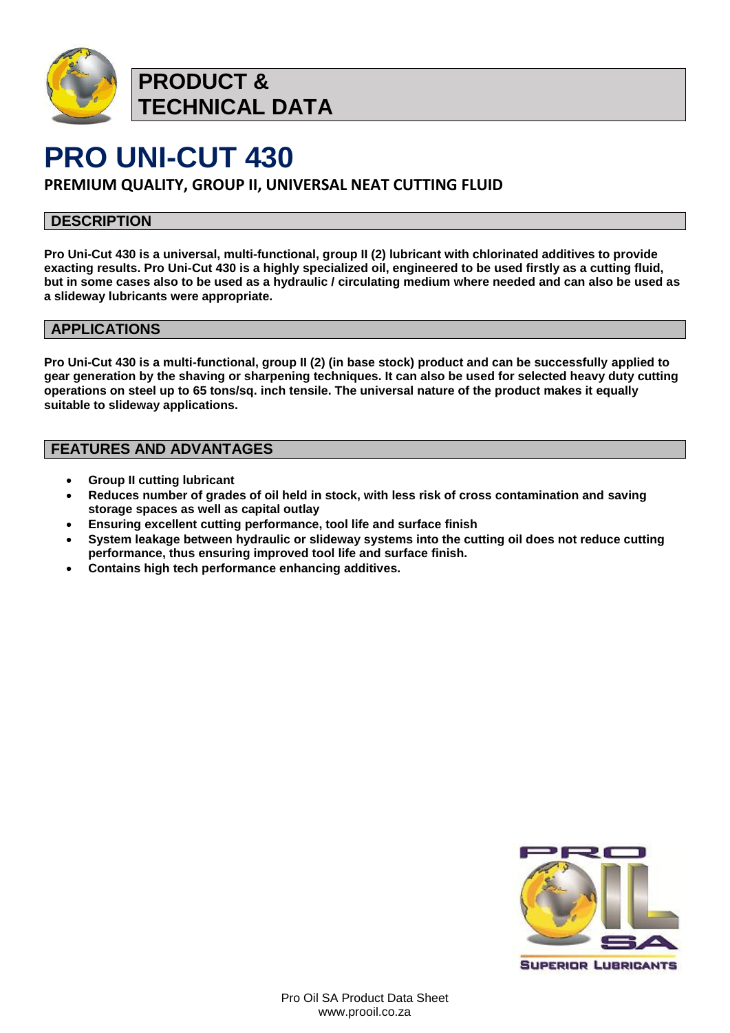# PRODUCT & TECHNICAL DATA

# PRO UNI-CUT 430

**PREMIUM QUALITY, GROUP II, UNIVERSAL NEAT CUTTING FLUID**

## DESCRIPTION

**Pro Uni-Cut 430 is a universal, multi-functional, group II (2) lubricant with chlorinated additives to provide exacting results. Pro Uni-Cut 430 is a highly specialized oil, engineered to be used firstly as a cutting fluid, but in some cases also to be used as a hydraulic / circulating medium where needed and can also be used as a slideway lubricants were appropriate.**

## APPLICATIONS

**Pro Uni-Cut 430 is a multi-functional, group II (2) (in base stock) product and can be successfully applied to gear generation by the shaving or sharpening techniques. It can also be used for selected heavy duty cutting operations on steel up to 65 tons/sq. inch tensile. The universal nature of the product makes it equally suitable to slideway applications.**

## FEATURES AND ADVANTAGES

- **Group II cutting lubricant**
- **Reduces number of grades of oil held in stock, with less risk of cross contamination and saving storage spaces as well as capital outlay**
- **Ensuring excellent cutting performance, tool life and surface finish**
- **System leakage between hydraulic or slideway systems into the cutting oil does not reduce cutting performance, thus ensuring improved tool life and surface finish.**
- **Contains high tech performance enhancing additives.**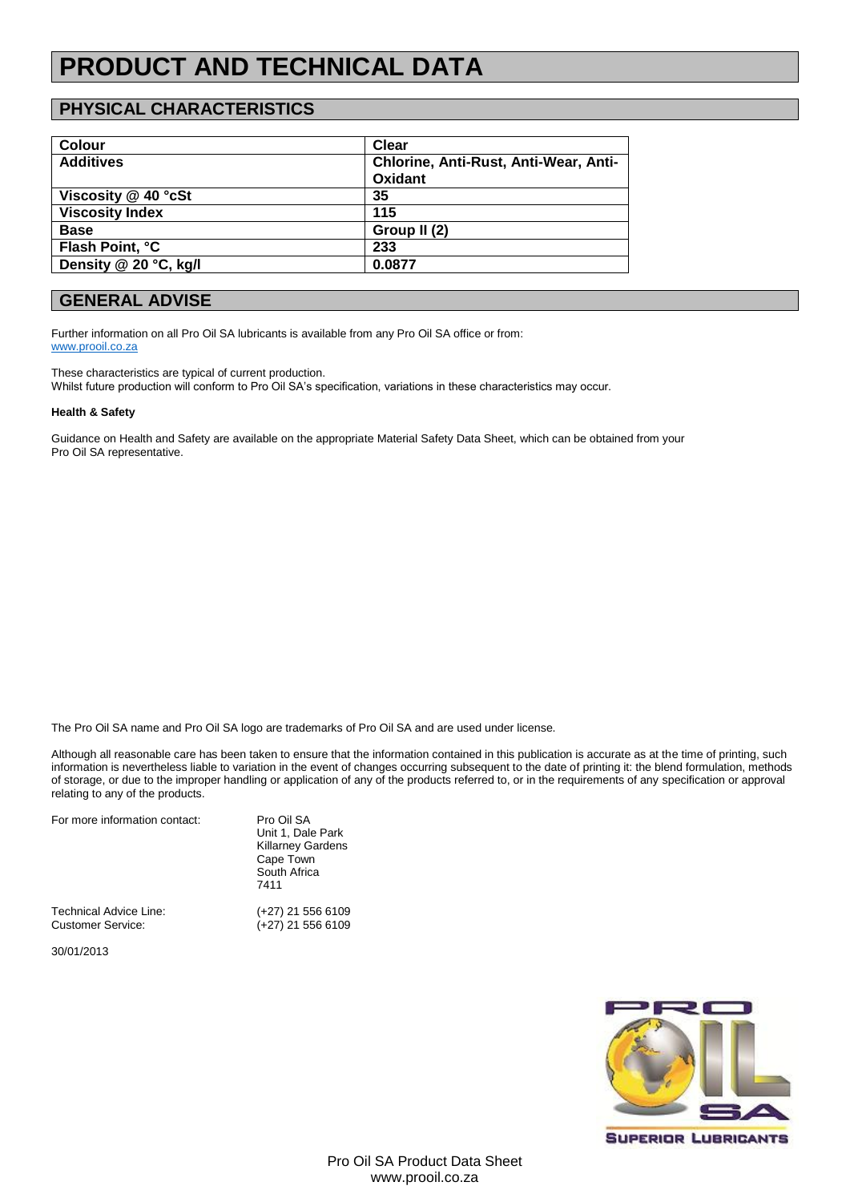# PRODUCT AND TECHNICAL DATA

## PHYSICAL CHARACTERISTICS

| | |
|---|---|
| **Colour** | **Clear** |
| **Additives** | **Chlorine, Anti-Rust, Anti-Wear, Anti-Oxidant** |
| **Viscosity @ 40 °cSt** | **35** |
| **Viscosity Index** | **115** |
| **Base** | **Group II (2)** |
| **Flash Point, °C** | **233** |
| **Density @ 20 °C, kg/l** | **0.0877** |

## GENERAL ADVISE

Further information on all Pro Oil SA lubricants is available from any Pro Oil SA office or from:
www.prooil.co.za

These characteristics are typical of current production.
Whilst future production will conform to Pro Oil SA's specification, variations in these characteristics may occur.

**Health & Safety**

Guidance on Health and Safety are available on the appropriate Material Safety Data Sheet, which can be obtained from your Pro Oil SA representative.

The Pro Oil SA name and Pro Oil SA logo are trademarks of Pro Oil SA and are used under license.

Although all reasonable care has been taken to ensure that the information contained in this publication is accurate as at the time of printing, such information is nevertheless liable to variation in the event of changes occurring subsequent to the date of printing it: the blend formulation, methods of storage, or due to the improper handling or application of any of the products referred to, or in the requirements of any specification or approval relating to any of the products.

For more information contact:

Pro Oil SA
Unit 1, Dale Park
Killarney Gardens
Cape Town
South Africa
7411

Technical Advice Line: (+27) 21 556 6109
Customer Service: (+27) 21 556 6109

30/01/2013

SUPERIOR LUBRICANTS